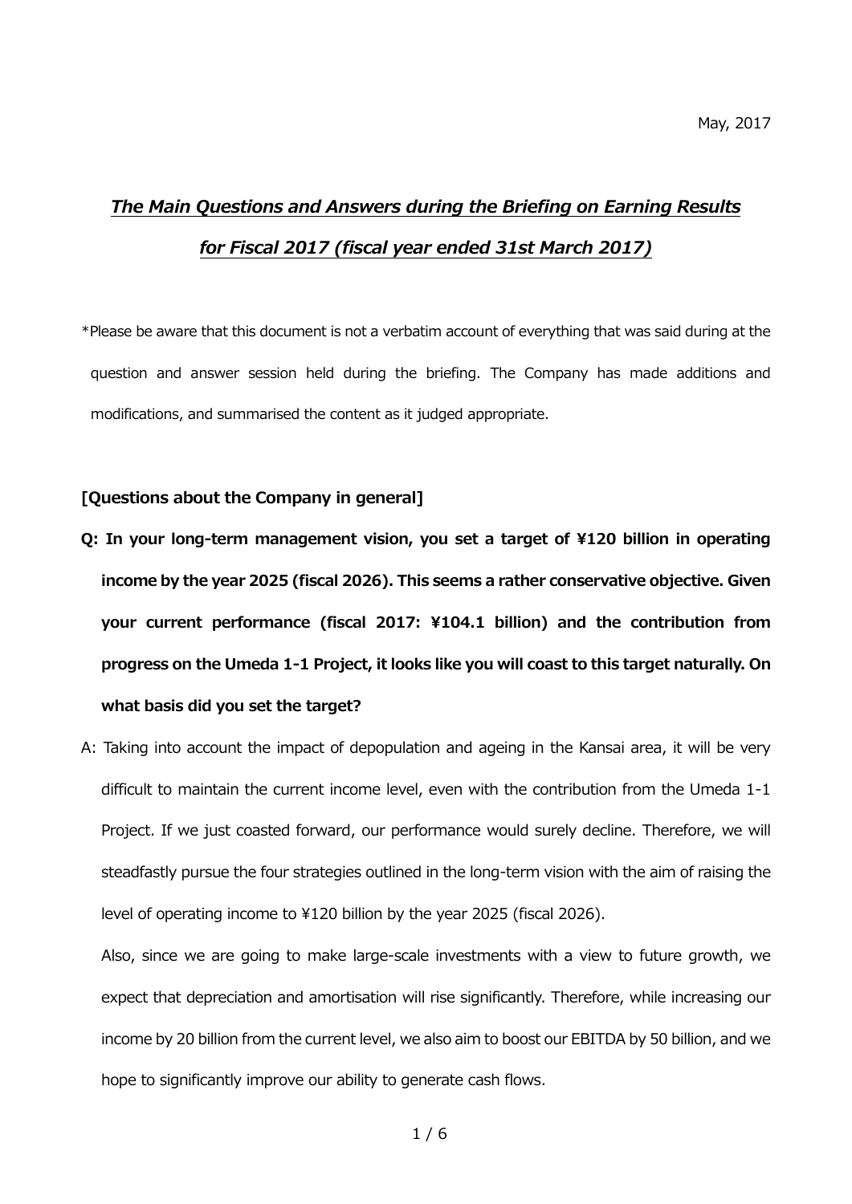May, 2017

# ***The Main Questions and Answers during the Briefing on Earning Results for Fiscal 2017 (fiscal year ended 31st March 2017)***

*Please be aware that this document is not a verbatim account of everything that was said during at the question and answer session held during the briefing. The Company has made additions and modifications, and summarised the content as it judged appropriate.

## [Questions about the Company in general]

**Q: In your long-term management vision, you set a target of ¥120 billion in operating income by the year 2025 (fiscal 2026). This seems a rather conservative objective. Given your current performance (fiscal 2017: ¥104.1 billion) and the contribution from progress on the Umeda 1-1 Project, it looks like you will coast to this target naturally. On what basis did you set the target?**

A: Taking into account the impact of depopulation and ageing in the Kansai area, it will be very difficult to maintain the current income level, even with the contribution from the Umeda 1-1 Project. If we just coasted forward, our performance would surely decline. Therefore, we will steadfastly pursue the four strategies outlined in the long-term vision with the aim of raising the level of operating income to ¥120 billion by the year 2025 (fiscal 2026).

Also, since we are going to make large-scale investments with a view to future growth, we expect that depreciation and amortisation will rise significantly. Therefore, while increasing our income by 20 billion from the current level, we also aim to boost our EBITDA by 50 billion, and we hope to significantly improve our ability to generate cash flows.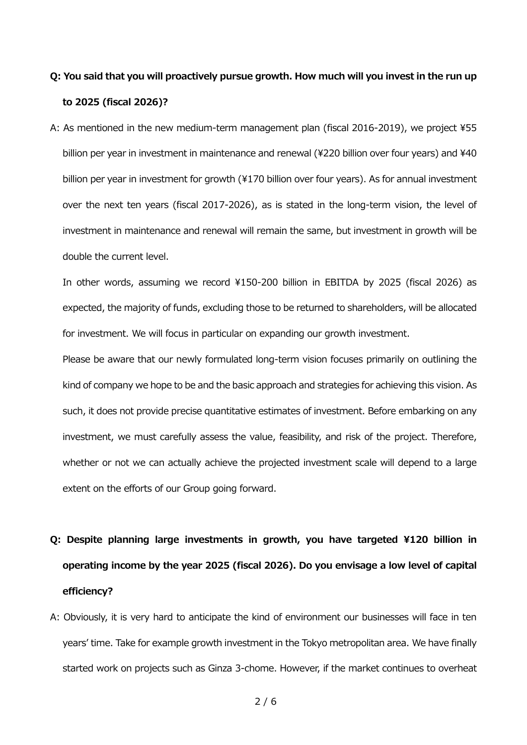**Q: You said that you will proactively pursue growth. How much will you invest in the run up to 2025 (fiscal 2026)?**

A: As mentioned in the new medium-term management plan (fiscal 2016-2019), we project ¥55 billion per year in investment in maintenance and renewal (¥220 billion over four years) and ¥40 billion per year in investment for growth (¥170 billion over four years). As for annual investment over the next ten years (fiscal 2017-2026), as is stated in the long-term vision, the level of investment in maintenance and renewal will remain the same, but investment in growth will be double the current level.

In other words, assuming we record ¥150-200 billion in EBITDA by 2025 (fiscal 2026) as expected, the majority of funds, excluding those to be returned to shareholders, will be allocated for investment. We will focus in particular on expanding our growth investment.

Please be aware that our newly formulated long-term vision focuses primarily on outlining the kind of company we hope to be and the basic approach and strategies for achieving this vision. As such, it does not provide precise quantitative estimates of investment. Before embarking on any investment, we must carefully assess the value, feasibility, and risk of the project. Therefore, whether or not we can actually achieve the projected investment scale will depend to a large extent on the efforts of our Group going forward.

**Q: Despite planning large investments in growth, you have targeted ¥120 billion in operating income by the year 2025 (fiscal 2026). Do you envisage a low level of capital efficiency?**

A: Obviously, it is very hard to anticipate the kind of environment our businesses will face in ten years' time. Take for example growth investment in the Tokyo metropolitan area. We have finally started work on projects such as Ginza 3-chome. However, if the market continues to overheat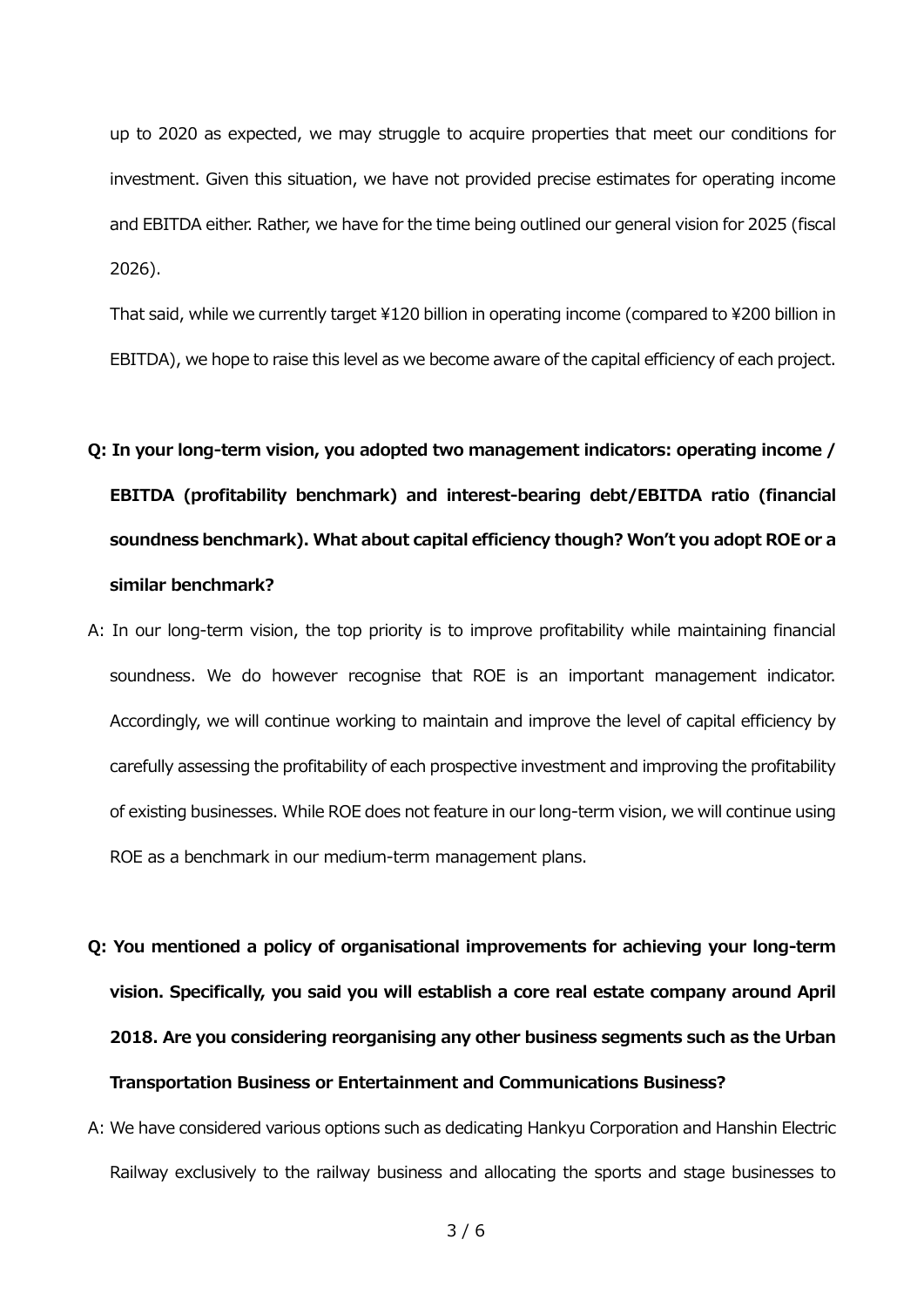up to 2020 as expected, we may struggle to acquire properties that meet our conditions for investment. Given this situation, we have not provided precise estimates for operating income and EBITDA either. Rather, we have for the time being outlined our general vision for 2025 (fiscal 2026).

That said, while we currently target ¥120 billion in operating income (compared to ¥200 billion in EBITDA), we hope to raise this level as we become aware of the capital efficiency of each project.

**Q: In your long-term vision, you adopted two management indicators: operating income / EBITDA (profitability benchmark) and interest-bearing debt/EBITDA ratio (financial soundness benchmark). What about capital efficiency though? Won't you adopt ROE or a similar benchmark?**

A: In our long-term vision, the top priority is to improve profitability while maintaining financial soundness. We do however recognise that ROE is an important management indicator. Accordingly, we will continue working to maintain and improve the level of capital efficiency by carefully assessing the profitability of each prospective investment and improving the profitability of existing businesses. While ROE does not feature in our long-term vision, we will continue using ROE as a benchmark in our medium-term management plans.

**Q: You mentioned a policy of organisational improvements for achieving your long-term vision. Specifically, you said you will establish a core real estate company around April 2018. Are you considering reorganising any other business segments such as the Urban Transportation Business or Entertainment and Communications Business?**

A: We have considered various options such as dedicating Hankyu Corporation and Hanshin Electric Railway exclusively to the railway business and allocating the sports and stage businesses to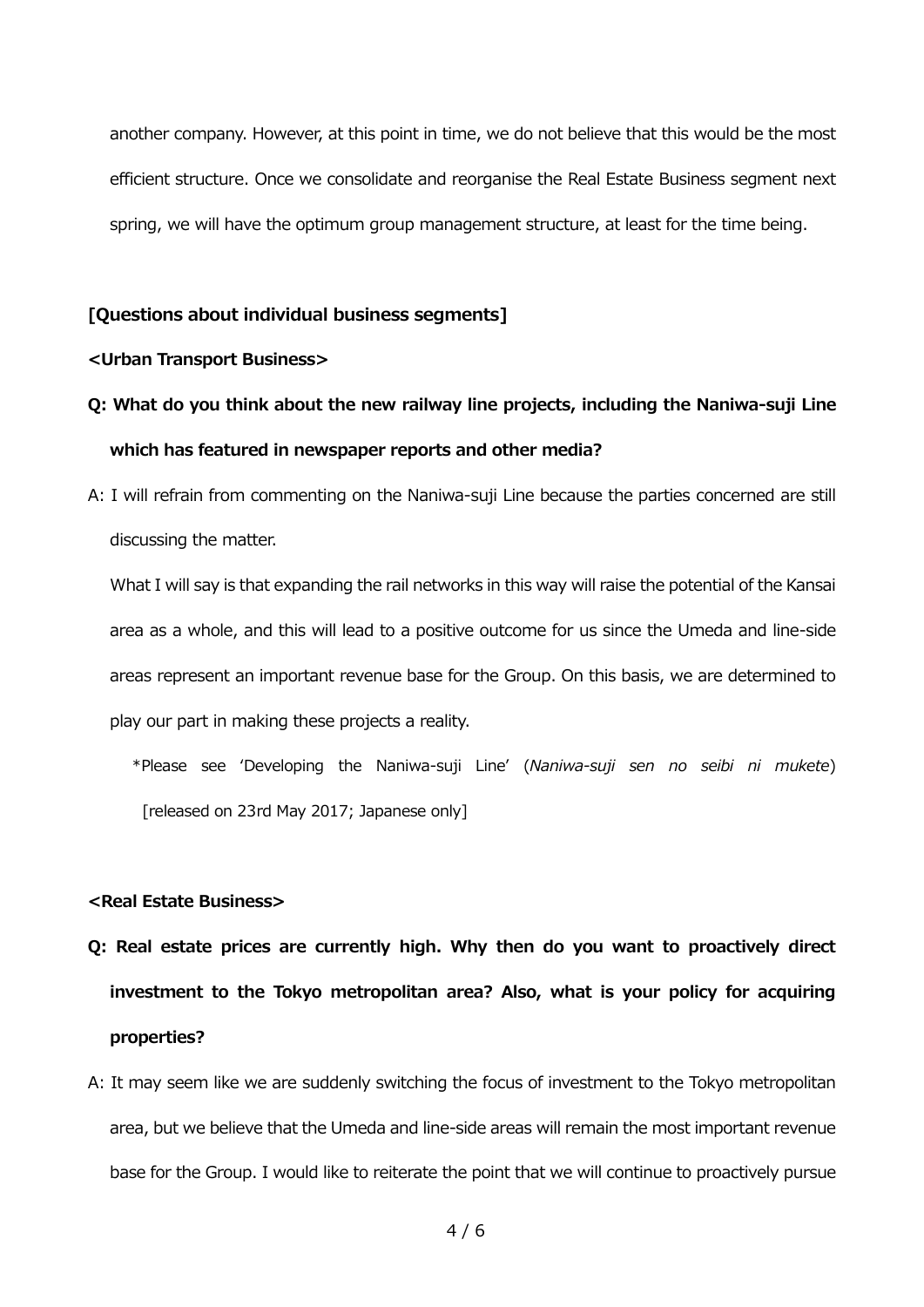another company. However, at this point in time, we do not believe that this would be the most efficient structure. Once we consolidate and reorganise the Real Estate Business segment next spring, we will have the optimum group management structure, at least for the time being.

## [Questions about individual business segments]

### <Urban Transport Business>

**Q: What do you think about the new railway line projects, including the Naniwa-suji Line which has featured in newspaper reports and other media?**

A: I will refrain from commenting on the Naniwa-suji Line because the parties concerned are still discussing the matter.

What I will say is that expanding the rail networks in this way will raise the potential of the Kansai area as a whole, and this will lead to a positive outcome for us since the Umeda and line-side areas represent an important revenue base for the Group. On this basis, we are determined to play our part in making these projects a reality.

*Please see 'Developing the Naniwa-suji Line' (*Naniwa-suji sen no seibi ni mukete*) [released on 23rd May 2017; Japanese only]

### <Real Estate Business>

**Q: Real estate prices are currently high. Why then do you want to proactively direct investment to the Tokyo metropolitan area? Also, what is your policy for acquiring properties?**

A: It may seem like we are suddenly switching the focus of investment to the Tokyo metropolitan area, but we believe that the Umeda and line-side areas will remain the most important revenue base for the Group. I would like to reiterate the point that we will continue to proactively pursue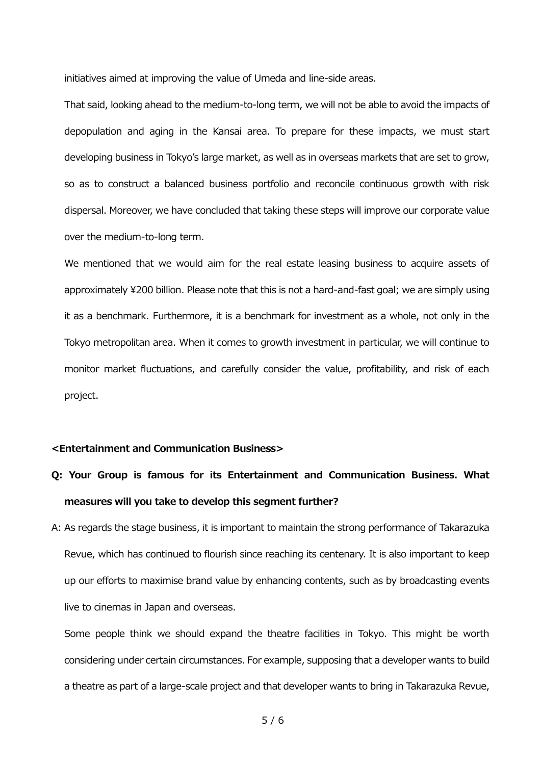initiatives aimed at improving the value of Umeda and line-side areas.

That said, looking ahead to the medium-to-long term, we will not be able to avoid the impacts of depopulation and aging in the Kansai area. To prepare for these impacts, we must start developing business in Tokyo's large market, as well as in overseas markets that are set to grow, so as to construct a balanced business portfolio and reconcile continuous growth with risk dispersal. Moreover, we have concluded that taking these steps will improve our corporate value over the medium-to-long term.

We mentioned that we would aim for the real estate leasing business to acquire assets of approximately ¥200 billion. Please note that this is not a hard-and-fast goal; we are simply using it as a benchmark. Furthermore, it is a benchmark for investment as a whole, not only in the Tokyo metropolitan area. When it comes to growth investment in particular, we will continue to monitor market fluctuations, and carefully consider the value, profitability, and risk of each project.

**<Entertainment and Communication Business>**

**Q: Your Group is famous for its Entertainment and Communication Business. What measures will you take to develop this segment further?**

A: As regards the stage business, it is important to maintain the strong performance of Takarazuka Revue, which has continued to flourish since reaching its centenary. It is also important to keep up our efforts to maximise brand value by enhancing contents, such as by broadcasting events live to cinemas in Japan and overseas.

Some people think we should expand the theatre facilities in Tokyo. This might be worth considering under certain circumstances. For example, supposing that a developer wants to build a theatre as part of a large-scale project and that developer wants to bring in Takarazuka Revue,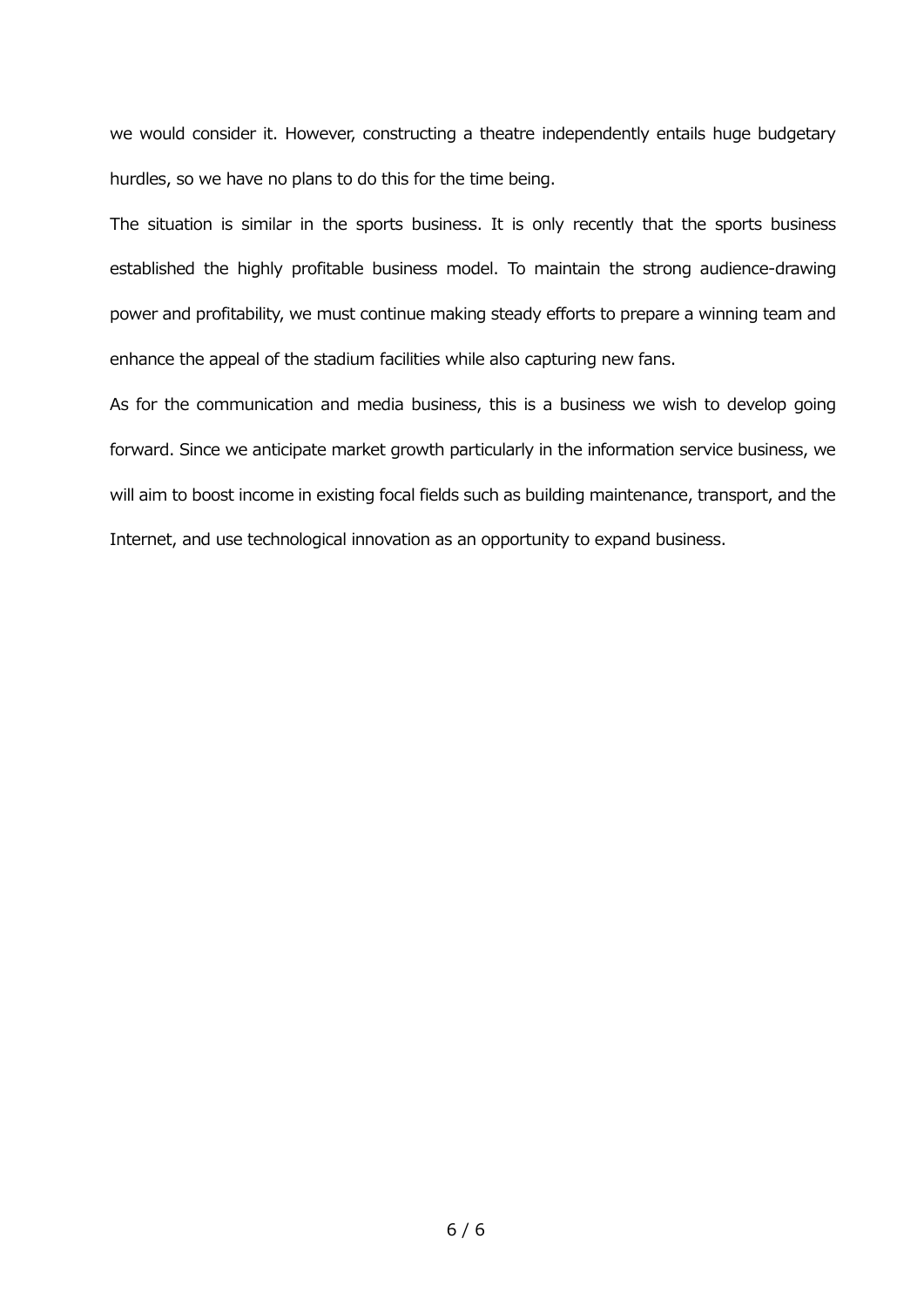we would consider it. However, constructing a theatre independently entails huge budgetary hurdles, so we have no plans to do this for the time being.

The situation is similar in the sports business. It is only recently that the sports business established the highly profitable business model. To maintain the strong audience-drawing power and profitability, we must continue making steady efforts to prepare a winning team and enhance the appeal of the stadium facilities while also capturing new fans.

As for the communication and media business, this is a business we wish to develop going forward. Since we anticipate market growth particularly in the information service business, we will aim to boost income in existing focal fields such as building maintenance, transport, and the Internet, and use technological innovation as an opportunity to expand business.